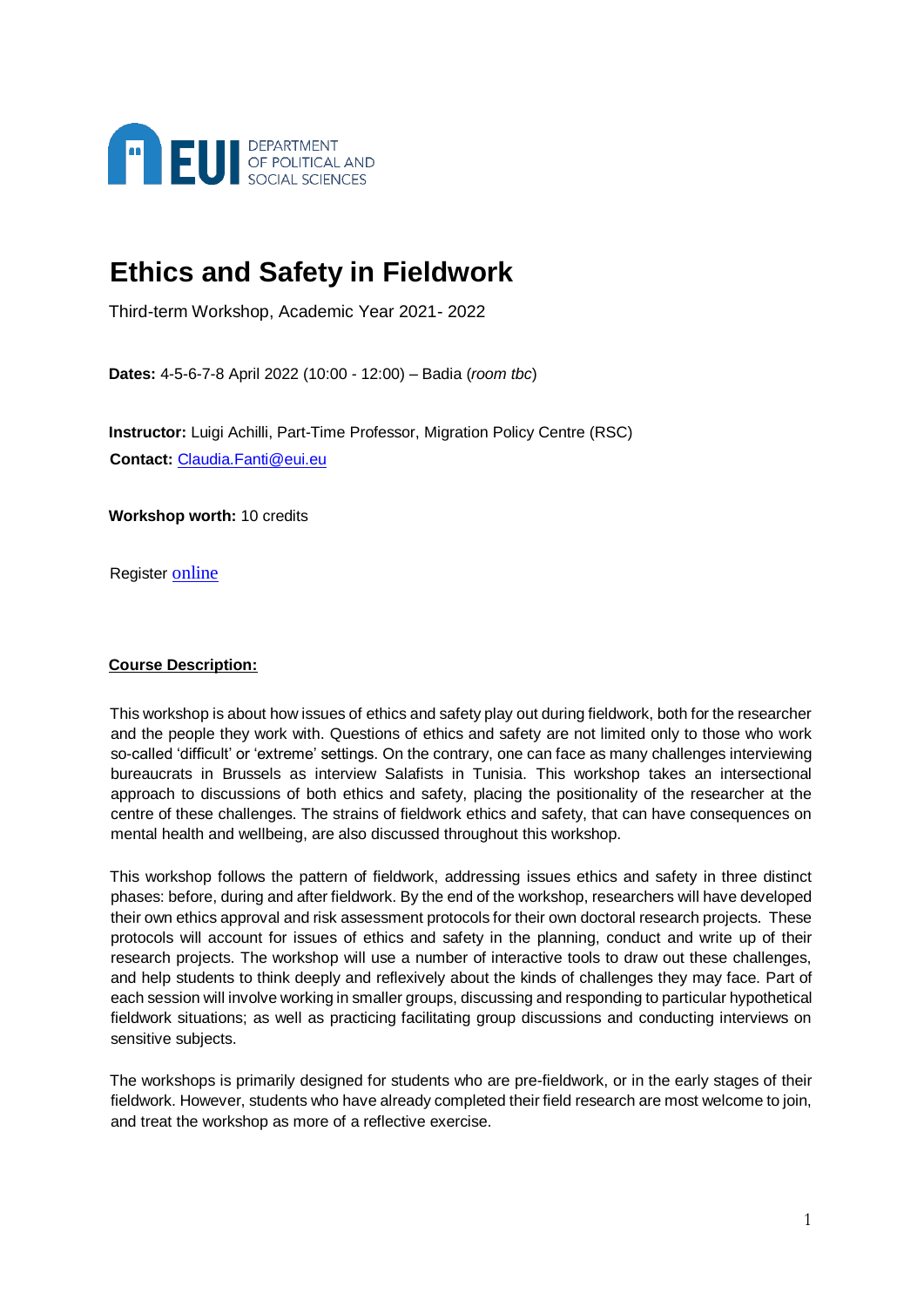EUI DEPARTMENT OF POLITICAL AND SOCIAL SCIENCES

# Ethics and Safety in Fieldwork

Third-term Workshop, Academic Year 2021- 2022

**Dates:** 4-5-6-7-8 April 2022 (10:00 - 12:00) – Badia (*room tbc*)

**Instructor:** Luigi Achilli, Part-Time Professor, Migration Policy Centre (RSC)
**Contact:** Claudia.Fanti@eui.eu

**Workshop worth:** 10 credits

Register online

**Course Description:**

This workshop is about how issues of ethics and safety play out during fieldwork, both for the researcher and the people they work with. Questions of ethics and safety are not limited only to those who work so-called 'difficult' or 'extreme' settings. On the contrary, one can face as many challenges interviewing bureaucrats in Brussels as interview Salafists in Tunisia. This workshop takes an intersectional approach to discussions of both ethics and safety, placing the positionality of the researcher at the centre of these challenges. The strains of fieldwork ethics and safety, that can have consequences on mental health and wellbeing, are also discussed throughout this workshop.

This workshop follows the pattern of fieldwork, addressing issues ethics and safety in three distinct phases: before, during and after fieldwork. By the end of the workshop, researchers will have developed their own ethics approval and risk assessment protocols for their own doctoral research projects. These protocols will account for issues of ethics and safety in the planning, conduct and write up of their research projects. The workshop will use a number of interactive tools to draw out these challenges, and help students to think deeply and reflexively about the kinds of challenges they may face. Part of each session will involve working in smaller groups, discussing and responding to particular hypothetical fieldwork situations; as well as practicing facilitating group discussions and conducting interviews on sensitive subjects.

The workshops is primarily designed for students who are pre-fieldwork, or in the early stages of their fieldwork. However, students who have already completed their field research are most welcome to join, and treat the workshop as more of a reflective exercise.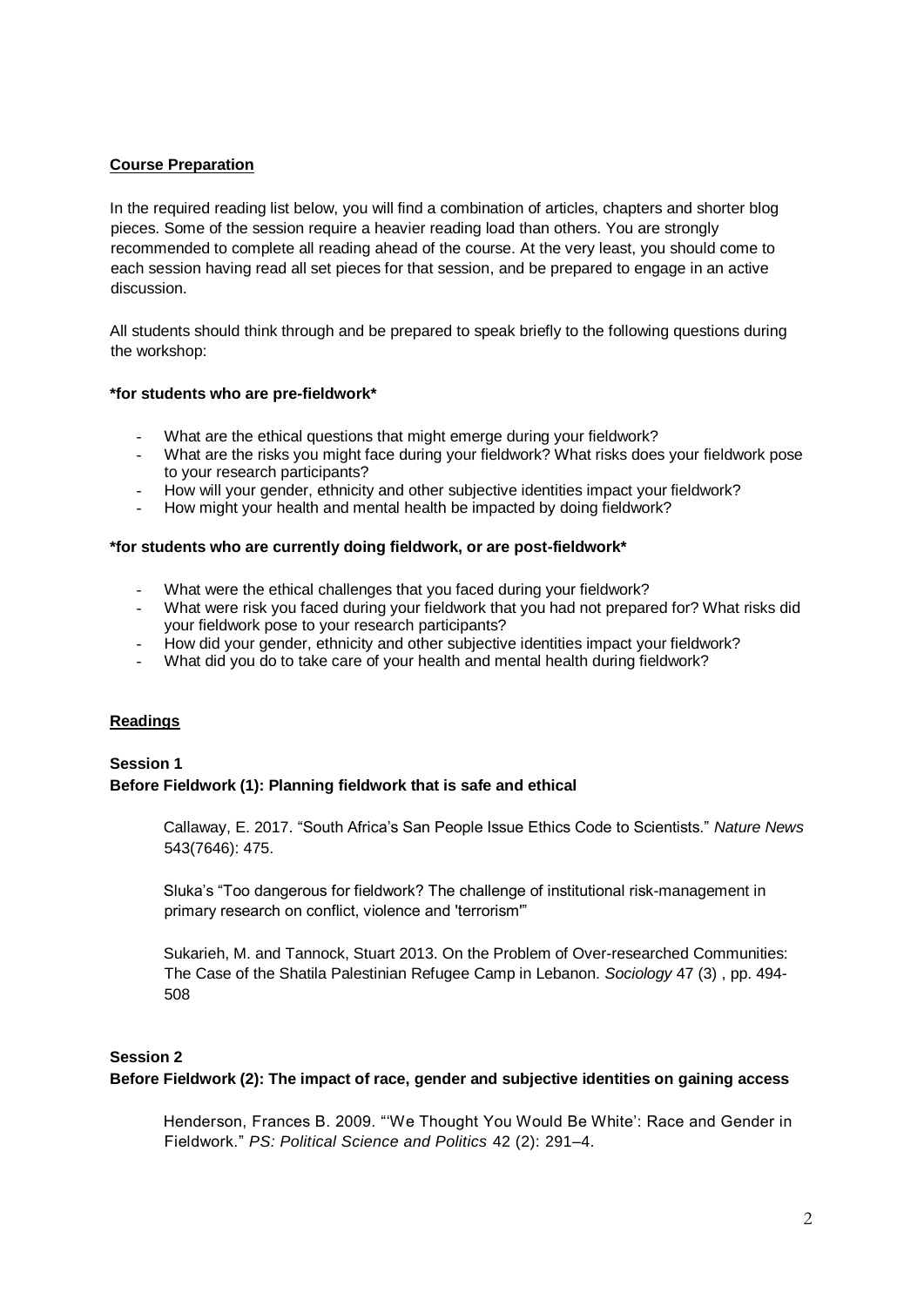**Course Preparation**

In the required reading list below, you will find a combination of articles, chapters and shorter blog pieces. Some of the session require a heavier reading load than others. You are strongly recommended to complete all reading ahead of the course. At the very least, you should come to each session having read all set pieces for that session, and be prepared to engage in an active discussion.

All students should think through and be prepared to speak briefly to the following questions during the workshop:

**\*for students who are pre-fieldwork\***

- What are the ethical questions that might emerge during your fieldwork?
- What are the risks you might face during your fieldwork? What risks does your fieldwork pose to your research participants?
- How will your gender, ethnicity and other subjective identities impact your fieldwork?
- How might your health and mental health be impacted by doing fieldwork?

**\*for students who are currently doing fieldwork, or are post-fieldwork\***

- What were the ethical challenges that you faced during your fieldwork?
- What were risk you faced during your fieldwork that you had not prepared for? What risks did your fieldwork pose to your research participants?
- How did your gender, ethnicity and other subjective identities impact your fieldwork?
- What did you do to take care of your health and mental health during fieldwork?

**Readings**

**Session 1**
**Before Fieldwork (1): Planning fieldwork that is safe and ethical**

Callaway, E. 2017. "South Africa's San People Issue Ethics Code to Scientists." *Nature News* 543(7646): 475.

Sluka's "Too dangerous for fieldwork? The challenge of institutional risk-management in primary research on conflict, violence and 'terrorism'"

Sukarieh, M. and Tannock, Stuart 2013. On the Problem of Over-researched Communities: The Case of the Shatila Palestinian Refugee Camp in Lebanon. *Sociology* 47 (3) , pp. 494-508

**Session 2**
**Before Fieldwork (2): The impact of race, gender and subjective identities on gaining access**

Henderson, Frances B. 2009. "'We Thought You Would Be White': Race and Gender in Fieldwork." *PS: Political Science and Politics* 42 (2): 291–4.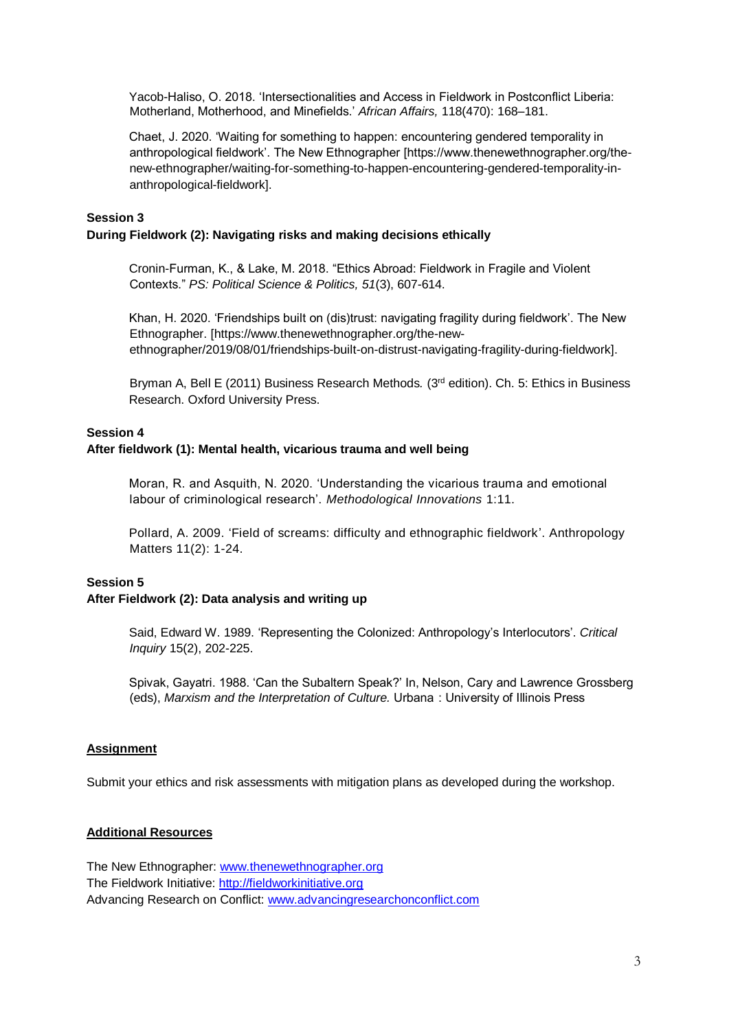Yacob-Haliso, O. 2018. 'Intersectionalities and Access in Fieldwork in Postconflict Liberia: Motherland, Motherhood, and Minefields.' *African Affairs,* 118(470): 168–181.

Chaet, J. 2020. 'Waiting for something to happen: encountering gendered temporality in anthropological fieldwork'. The New Ethnographer [https://www.thenewethnographer.org/the-new-ethnographer/waiting-for-something-to-happen-encountering-gendered-temporality-in-anthropological-fieldwork].

**Session 3**
**During Fieldwork (2): Navigating risks and making decisions ethically**

Cronin-Furman, K., & Lake, M. 2018. "Ethics Abroad: Fieldwork in Fragile and Violent Contexts." *PS: Political Science & Politics, 51*(3), 607-614.

Khan, H. 2020. 'Friendships built on (dis)trust: navigating fragility during fieldwork'. The New Ethnographer. [https://www.thenewethnographer.org/the-new-ethnographer/2019/08/01/friendships-built-on-distrust-navigating-fragility-during-fieldwork].

Bryman A, Bell E (2011) Business Research Methods*.* (3rd edition). Ch. 5: Ethics in Business Research. Oxford University Press.

**Session 4**
**After fieldwork (1): Mental health, vicarious trauma and well being**

Moran, R. and Asquith, N. 2020. 'Understanding the vicarious trauma and emotional labour of criminological research'. *Methodological Innovations* 1:11.

Pollard, A. 2009. 'Field of screams: difficulty and ethnographic fieldwork'. Anthropology Matters 11(2): 1-24.

**Session 5**
**After Fieldwork (2): Data analysis and writing up**

Said, Edward W. 1989. 'Representing the Colonized: Anthropology's Interlocutors'. *Critical Inquiry* 15(2), 202-225.

Spivak, Gayatri. 1988. 'Can the Subaltern Speak?' In, Nelson, Cary and Lawrence Grossberg (eds), *Marxism and the Interpretation of Culture.* Urbana : University of Illinois Press

**Assignment**

Submit your ethics and risk assessments with mitigation plans as developed during the workshop.

**Additional Resources**

The New Ethnographer: www.thenewethnographer.org
The Fieldwork Initiative: http://fieldworkinitiative.org
Advancing Research on Conflict: www.advancingresearchonconflict.com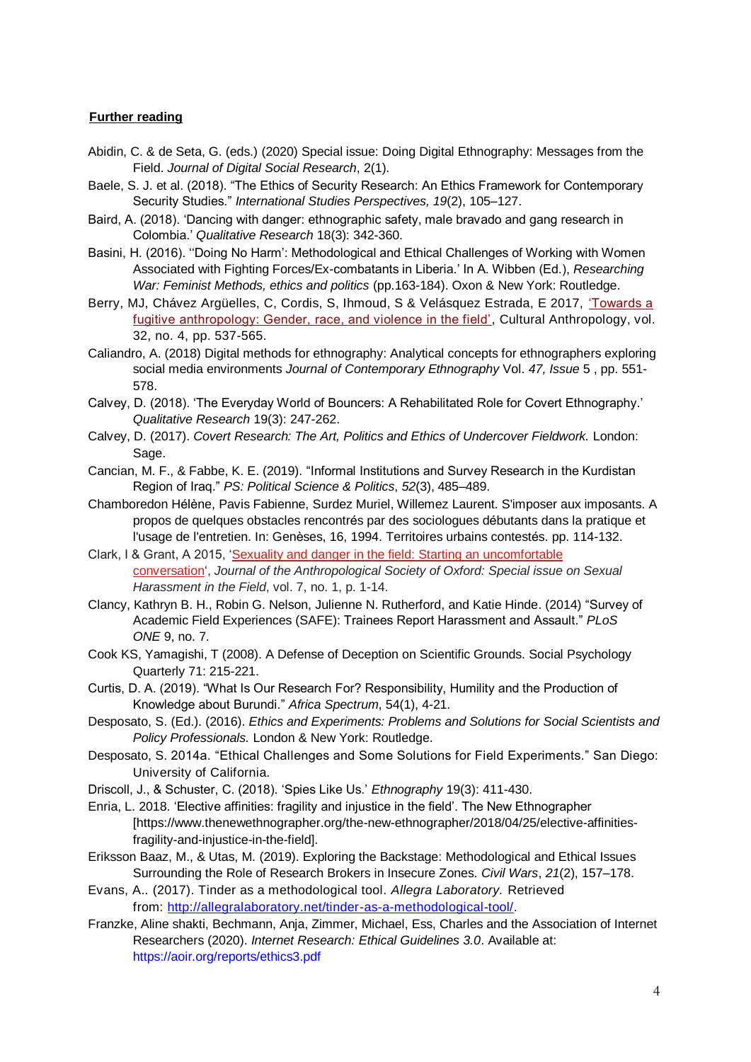**Further reading**

Abidin, C. & de Seta, G. (eds.) (2020) Special issue: Doing Digital Ethnography: Messages from the Field. *Journal of Digital Social Research*, 2(1).

Baele, S. J. et al. (2018). "The Ethics of Security Research: An Ethics Framework for Contemporary Security Studies." *International Studies Perspectives, 19*(2), 105–127.

Baird, A. (2018). 'Dancing with danger: ethnographic safety, male bravado and gang research in Colombia.' *Qualitative Research* 18(3): 342-360.

Basini, H. (2016). ''Doing No Harm': Methodological and Ethical Challenges of Working with Women Associated with Fighting Forces/Ex-combatants in Liberia.' In A. Wibben (Ed.), *Researching War: Feminist Methods, ethics and politics* (pp.163-184). Oxon & New York: Routledge.

Berry, MJ, Chávez Argüelles, C, Cordis, S, Ihmoud, S & Velásquez Estrada, E 2017, 'Towards a fugitive anthropology: Gender, race, and violence in the field', Cultural Anthropology, vol. 32, no. 4, pp. 537-565.

Caliandro, A. (2018) Digital methods for ethnography: Analytical concepts for ethnographers exploring social media environments *Journal of Contemporary Ethnography* Vol. *47, Issue* 5 , pp. 551-578.

Calvey, D. (2018). 'The Everyday World of Bouncers: A Rehabilitated Role for Covert Ethnography.' *Qualitative Research* 19(3): 247-262.

Calvey, D. (2017). *Covert Research: The Art, Politics and Ethics of Undercover Fieldwork.* London: Sage.

Cancian, M. F., & Fabbe, K. E. (2019). "Informal Institutions and Survey Research in the Kurdistan Region of Iraq." *PS: Political Science & Politics*, *52*(3), 485–489.

Chamboredon Hélène, Pavis Fabienne, Surdez Muriel, Willemez Laurent. S'imposer aux imposants. A propos de quelques obstacles rencontrés par des sociologues débutants dans la pratique et l'usage de l'entretien. In: Genèses, 16, 1994. Territoires urbains contestés. pp. 114-132.

Clark, I & Grant, A 2015, 'Sexuality and danger in the field: Starting an uncomfortable conversation', *Journal of the Anthropological Society of Oxford: Special issue on Sexual Harassment in the Field*, vol. 7, no. 1, p. 1-14.

Clancy, Kathryn B. H., Robin G. Nelson, Julienne N. Rutherford, and Katie Hinde. (2014) "Survey of Academic Field Experiences (SAFE): Trainees Report Harassment and Assault." *PLoS ONE* 9, no. 7.

Cook KS, Yamagishi, T (2008). A Defense of Deception on Scientific Grounds. Social Psychology Quarterly 71: 215-221.

Curtis, D. A. (2019). "What Is Our Research For? Responsibility, Humility and the Production of Knowledge about Burundi." *Africa Spectrum*, 54(1), 4-21.

Desposato, S. (Ed.). (2016). *Ethics and Experiments: Problems and Solutions for Social Scientists and Policy Professionals.* London & New York: Routledge.

Desposato, S. 2014a. "Ethical Challenges and Some Solutions for Field Experiments." San Diego: University of California.

Driscoll, J., & Schuster, C. (2018). 'Spies Like Us.' *Ethnography* 19(3): 411-430.

Enria, L. 2018. 'Elective affinities: fragility and injustice in the field'. The New Ethnographer [https://www.thenewethnographer.org/the-new-ethnographer/2018/04/25/elective-affinities-fragility-and-injustice-in-the-field].

Eriksson Baaz, M., & Utas, M. (2019). Exploring the Backstage: Methodological and Ethical Issues Surrounding the Role of Research Brokers in Insecure Zones. *Civil Wars*, *21*(2), 157–178.

Evans, A.. (2017). Tinder as a methodological tool. *Allegra Laboratory.* Retrieved from: http://allegralaboratory.net/tinder-as-a-methodological-tool/.

Franzke, Aline shakti, Bechmann, Anja, Zimmer, Michael, Ess, Charles and the Association of Internet Researchers (2020). *Internet Research: Ethical Guidelines 3.0*. Available at: https://aoir.org/reports/ethics3.pdf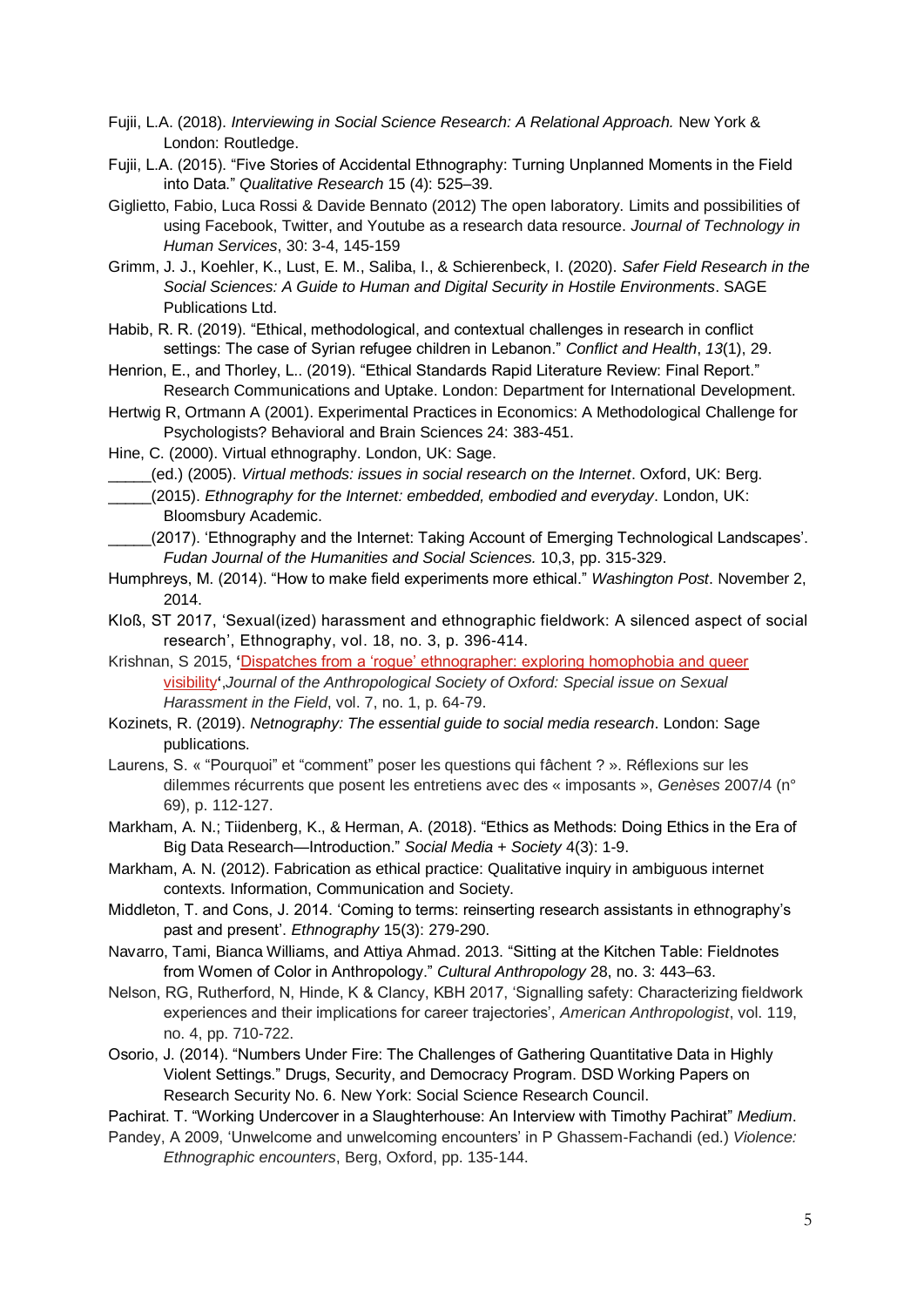Fujii, L.A. (2018). *Interviewing in Social Science Research: A Relational Approach.* New York & London: Routledge.

Fujii, L.A. (2015). "Five Stories of Accidental Ethnography: Turning Unplanned Moments in the Field into Data." *Qualitative Research* 15 (4): 525–39.

Giglietto, Fabio, Luca Rossi & Davide Bennato (2012) The open laboratory. Limits and possibilities of using Facebook, Twitter, and Youtube as a research data resource. *Journal of Technology in Human Services*, 30: 3-4, 145-159

Grimm, J. J., Koehler, K., Lust, E. M., Saliba, I., & Schierenbeck, I. (2020). *Safer Field Research in the Social Sciences: A Guide to Human and Digital Security in Hostile Environments*. SAGE Publications Ltd.

Habib, R. R. (2019). "Ethical, methodological, and contextual challenges in research in conflict settings: The case of Syrian refugee children in Lebanon." *Conflict and Health*, *13*(1), 29.

Henrion, E., and Thorley, L.. (2019). "Ethical Standards Rapid Literature Review: Final Report." Research Communications and Uptake. London: Department for International Development.

Hertwig R, Ortmann A (2001). Experimental Practices in Economics: A Methodological Challenge for Psychologists? Behavioral and Brain Sciences 24: 383-451.

Hine, C. (2000). Virtual ethnography. London, UK: Sage.

_____(ed.) (2005). *Virtual methods: issues in social research on the Internet*. Oxford, UK: Berg.

_____(2015). *Ethnography for the Internet: embedded, embodied and everyday*. London, UK: Bloomsbury Academic.

_____(2017). 'Ethnography and the Internet: Taking Account of Emerging Technological Landscapes'. *Fudan Journal of the Humanities and Social Sciences.* 10,3, pp. 315-329.

Humphreys, M. (2014). "How to make field experiments more ethical." *Washington Post*. November 2, 2014.

Kloß, ST 2017, 'Sexual(ized) harassment and ethnographic fieldwork: A silenced aspect of social research', Ethnography, vol. 18, no. 3, p. 396-414.

Krishnan, S 2015, **'**Dispatches from a 'rogue' ethnographer: exploring homophobia and queer visibility**'**,*Journal of the Anthropological Society of Oxford: Special issue on Sexual Harassment in the Field*, vol. 7, no. 1, p. 64-79.

Kozinets, R. (2019). *Netnography: The essential guide to social media research*. London: Sage publications.

Laurens, S. « "Pourquoi" et "comment" poser les questions qui fâchent ? ». Réflexions sur les dilemmes récurrents que posent les entretiens avec des « imposants », *Genèses* 2007/4 (n° 69), p. 112-127.

Markham, A. N.; Tiidenberg, K., & Herman, A. (2018). "Ethics as Methods: Doing Ethics in the Era of Big Data Research—Introduction." *Social Media + Society* 4(3): 1-9.

Markham, A. N. (2012). Fabrication as ethical practice: Qualitative inquiry in ambiguous internet contexts. Information, Communication and Society.

Middleton, T. and Cons, J. 2014. 'Coming to terms: reinserting research assistants in ethnography's past and present'. *Ethnography* 15(3): 279-290.

Navarro, Tami, Bianca Williams, and Attiya Ahmad. 2013. "Sitting at the Kitchen Table: Fieldnotes from Women of Color in Anthropology." *Cultural Anthropology* 28, no. 3: 443–63.

Nelson, RG, Rutherford, N, Hinde, K & Clancy, KBH 2017, 'Signalling safety: Characterizing fieldwork experiences and their implications for career trajectories', *American Anthropologist*, vol. 119, no. 4, pp. 710-722.

Osorio, J. (2014). "Numbers Under Fire: The Challenges of Gathering Quantitative Data in Highly Violent Settings." Drugs, Security, and Democracy Program. DSD Working Papers on Research Security No. 6. New York: Social Science Research Council.

Pachirat. T. "Working Undercover in a Slaughterhouse: An Interview with Timothy Pachirat" *Medium*.

Pandey, A 2009, 'Unwelcome and unwelcoming encounters' in P Ghassem-Fachandi (ed.) *Violence: Ethnographic encounters*, Berg, Oxford, pp. 135-144.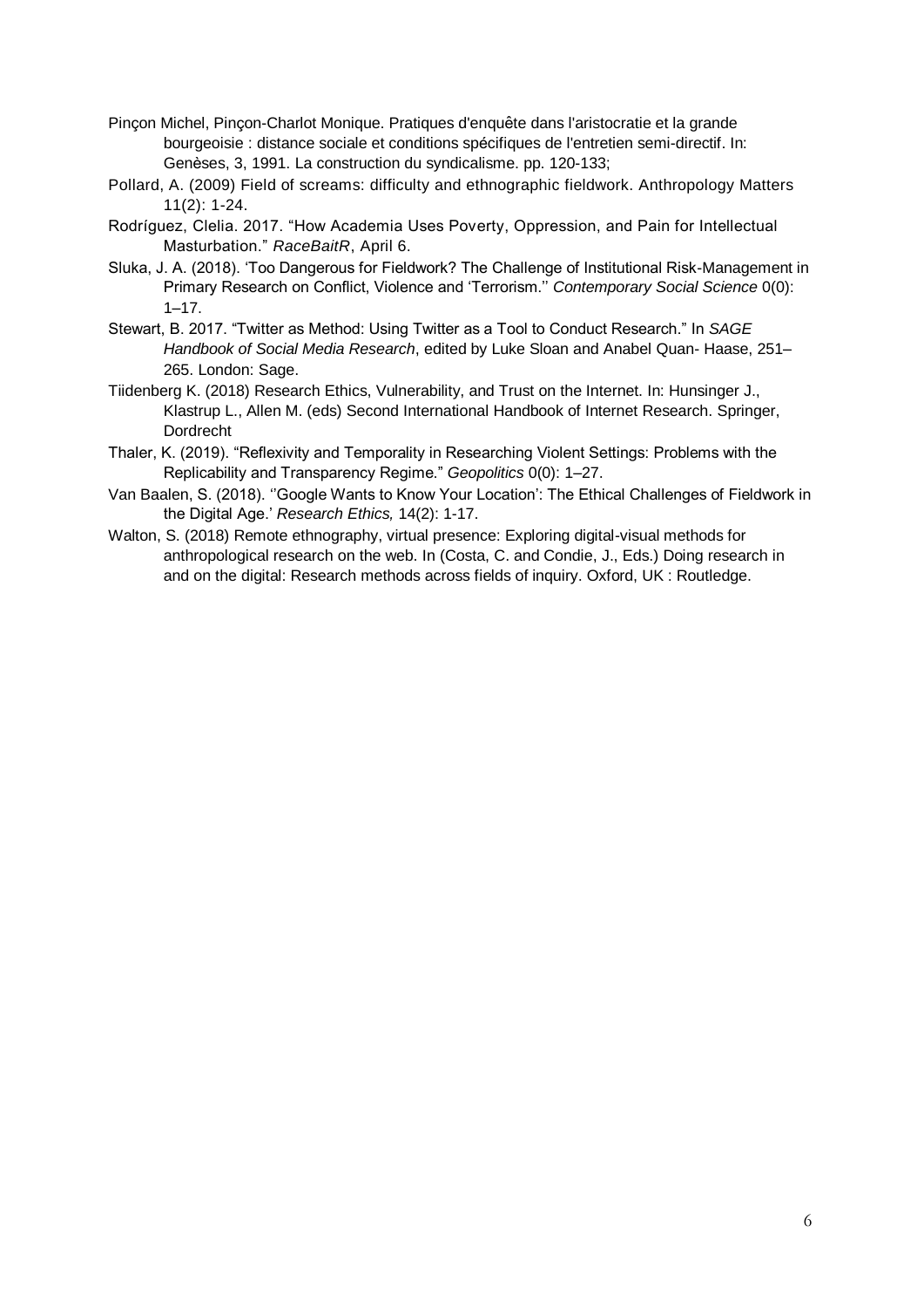Pinçon Michel, Pinçon-Charlot Monique. Pratiques d'enquête dans l'aristocratie et la grande bourgeoisie : distance sociale et conditions spécifiques de l'entretien semi-directif. In: Genèses, 3, 1991. La construction du syndicalisme. pp. 120-133;

Pollard, A. (2009) Field of screams: difficulty and ethnographic fieldwork. Anthropology Matters 11(2): 1-24.

Rodríguez, Clelia. 2017. "How Academia Uses Poverty, Oppression, and Pain for Intellectual Masturbation." *RaceBaitR*, April 6.

Sluka, J. A. (2018). 'Too Dangerous for Fieldwork? The Challenge of Institutional Risk-Management in Primary Research on Conflict, Violence and 'Terrorism.'' *Contemporary Social Science* 0(0): 1–17.

Stewart, B. 2017. "Twitter as Method: Using Twitter as a Tool to Conduct Research." In *SAGE Handbook of Social Media Research*, edited by Luke Sloan and Anabel Quan- Haase, 251–265. London: Sage.

Tiidenberg K. (2018) Research Ethics, Vulnerability, and Trust on the Internet. In: Hunsinger J., Klastrup L., Allen M. (eds) Second International Handbook of Internet Research. Springer, Dordrecht

Thaler, K. (2019). "Reflexivity and Temporality in Researching Violent Settings: Problems with the Replicability and Transparency Regime." *Geopolitics* 0(0): 1–27.

Van Baalen, S. (2018). ''Google Wants to Know Your Location': The Ethical Challenges of Fieldwork in the Digital Age.' *Research Ethics,* 14(2): 1-17.

Walton, S. (2018) Remote ethnography, virtual presence: Exploring digital-visual methods for anthropological research on the web. In (Costa, C. and Condie, J., Eds.) Doing research in and on the digital: Research methods across fields of inquiry. Oxford, UK : Routledge.